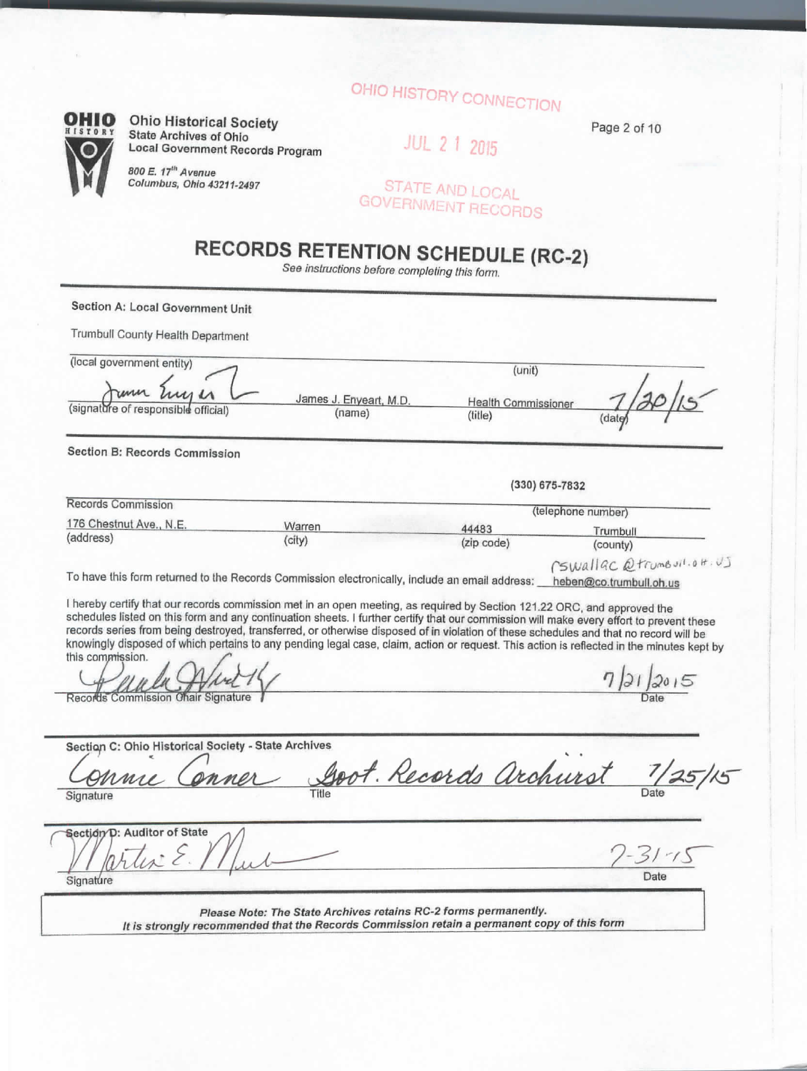OHIO HISTORY CONNECTION

JUL 21 2015

STATE AND LOCAL GOVERNMENT RECORDS

**Ohio Historical Society**
**State Archives of Ohio**
**Local Government Records Program**

*800 E. 17th Avenue*
*Columbus, Ohio 43211-2497*

# RECORDS RETENTION SCHEDULE (RC-2)

*See instructions before completing this form.*

**Section A: Local Government Unit**

Trumbull County Health Department

(local government entity) (unit)

| | James J. Enyeart, M.D. | Health Commissioner | 7/20/15 |
|---|---|---|---|
| (signature of responsible official) | (name) | (title) | (date) |

**Section B: Records Commission**

| Records Commission | | | (330) 675-7832 |
|---|---|---|---|
| | | | (telephone number) |
| 176 Chestnut Ave., N.E. | Warren | 44483 | Trumbull |
| (address) | (city) | (zip code) | (county) |

To have this form returned to the Records Commission electronically, include an email address: ~~heben@co.trumbull.oh.us~~ rswallac@trumbull.oh.us

I hereby certify that our records commission met in an open meeting, as required by Section 121.22 ORC, and approved the schedules listed on this form and any continuation sheets. I further certify that our commission will make every effort to prevent these records series from being destroyed, transferred, or otherwise disposed of in violation of these schedules and that no record will be knowingly disposed of which pertains to any pending legal case, claim, action or request. This action is reflected in the minutes kept by this commission.

Records Commission Chair Signature ______ Date 7/21/2015

**Section C: Ohio Historical Society - State Archives**

| Connie Conner | Govt. Records Archivist | 7/25/15 |
|---|---|---|
| Signature | Title | Date |

**Section D: Auditor of State**

Signature ______ Date 7-31-15

*Please Note: The State Archives retains RC-2 forms permanently.*
*It is strongly recommended that the Records Commission retain a permanent copy of this form*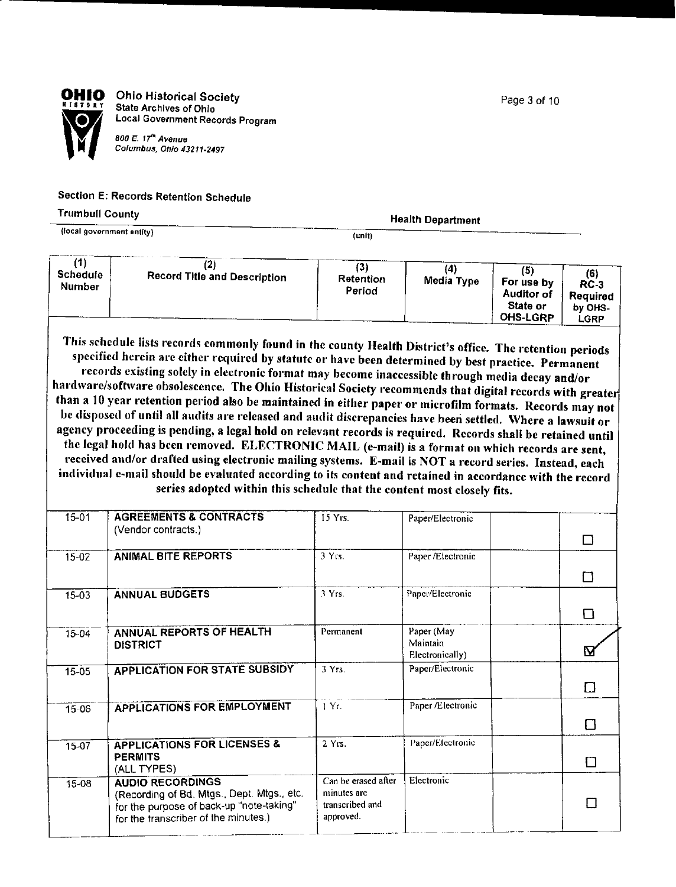**Ohio Historical Society**
State Archives of Ohio
Local Government Records Program

*800 E. 17th Avenue*
*Columbus, Ohio 43211-2497*

## Section E: Records Retention Schedule

Trumbull County — Health Department

(local government entity) — (unit)

| (1) Schedule Number | (2) Record Title and Description | (3) Retention Period | (4) Media Type | (5) For use by Auditor of State or OHS-LGRP | (6) RC-3 Required by OHS-LGRP |
|---|---|---|---|---|---|

**This schedule lists records commonly found in the county Health District's office. The retention periods specified herein are either required by statute or have been determined by best practice. Permanent records existing solely in electronic format may become inaccessible through media decay and/or hardware/software obsolescence. The Ohio Historical Society recommends that digital records with greater than a 10 year retention period also be maintained in either paper or microfilm formats. Records may not be disposed of until all audits are released and audit discrepancies have been settled. Where a lawsuit or agency proceeding is pending, a legal hold on relevant records is required. Records shall be retained until the legal hold has been removed. ELECTRONIC MAIL (e-mail) is a format on which records are sent, received and/or drafted using electronic mailing systems. E-mail is NOT a record series. Instead, each individual e-mail should be evaluated according to its content and retained in accordance with the record series adopted within this schedule that the content most closely fits.**

| (1) Schedule Number | (2) Record Title and Description | (3) Retention Period | (4) Media Type | (5) For use by Auditor of State or OHS-LGRP | (6) RC-3 Required by OHS-LGRP |
|---|---|---|---|---|---|
| 15-01 | **AGREEMENTS & CONTRACTS** (Vendor contracts.) | 15 Yrs. | Paper/Electronic | | ☐ |
| 15-02 | **ANIMAL BITE REPORTS** | 3 Yrs. | Paper /Electronic | | ☐ |
| 15-03 | **ANNUAL BUDGETS** | 3 Yrs. | Paper/Electronic | | ☐ |
| 15-04 | **ANNUAL REPORTS OF HEALTH DISTRICT** | Permanent | Paper (May Maintain Electronically) | | ☑ |
| 15-05 | **APPLICATION FOR STATE SUBSIDY** | 3 Yrs. | Paper/Electronic | | ☐ |
| 15-06 | **APPLICATIONS FOR EMPLOYMENT** | 1 Yr. | Paper /Electronic | | ☐ |
| 15-07 | **APPLICATIONS FOR LICENSES & PERMITS** (ALL TYPES) | 2 Yrs. | Paper/Electronic | | ☐ |
| 15-08 | **AUDIO RECORDINGS** (Recording of Bd. Mtgs., Dept. Mtgs., etc. for the purpose of back-up "note-taking" for the transcriber of the minutes.) | Can be erased after minutes are transcribed and approved. | Electronic | | ☐ |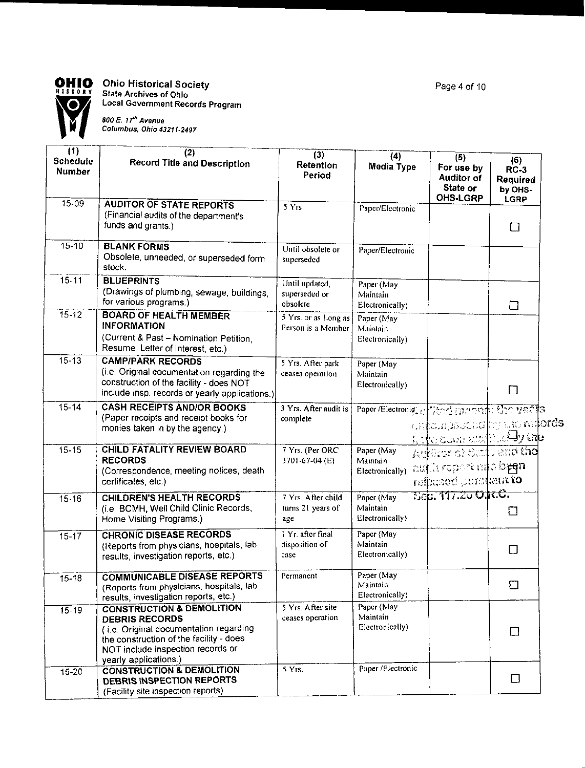**Ohio Historical Society**
State Archives of Ohio
Local Government Records Program

*800 E. 17th Avenue*
*Columbus, Ohio 43211-2497*

| (1) Schedule Number | (2) Record Title and Description | (3) Retention Period | (4) Media Type | (5) For use by Auditor of State or OHS-LGRP | (6) RC-3 Required by OHS-LGRP |
|---|---|---|---|---|---|
| 15-09 | **AUDITOR OF STATE REPORTS** (Financial audits of the department's funds and grants.) | 5 Yrs. | Paper/Electronic | | ☐ |
| 15-10 | **BLANK FORMS** Obsolete, unneeded, or superseded form stock. | Until obsolete or superseded | Paper/Electronic | | |
| 15-11 | **BLUEPRINTS** (Drawings of plumbing, sewage, buildings, for various programs.) | Until updated, superseded or obsolete | Paper (May Maintain Electronically) | | ☐ |
| 15-12 | **BOARD OF HEALTH MEMBER INFORMATION** (Current & Past – Nomination Petition, Resume, Letter of Interest, etc.) | 5 Yrs. or as Long as Person is a Member | Paper (May Maintain Electronically) | | |
| 15-13 | **CAMP/PARK RECORDS** (i.e. Original documentation regarding the construction of the facility - does NOT include insp. records or yearly applications.) | 5 Yrs. After park ceases operation | Paper (May Maintain Electronically) | | ☐ |
| 15-14 | **CASH RECEIPTS AND/OR BOOKS** (Paper receipts and receipt books for monies taken in by the agency.) | 3 Yrs. After audit is complete | Paper /Electronic | Verified means: the years encompassed by the records have been audited by the Auditor of State, and the audit report has been released pursuant to Sec. 117.26 O.R.C. | |
| 15-15 | **CHILD FATALITY REVIEW BOARD RECORDS** (Correspondence, meeting notices, death certificates, etc.) | 7 Yrs. (Per ORC 3701-67-04 (E) | Paper (May Maintain Electronically) | | |
| 15-16 | **CHILDREN'S HEALTH RECORDS** (i.e. BCMH, Well Child Clinic Records, Home Visiting Programs.) | 7 Yrs. After child turns 21 years of age | Paper (May Maintain Electronically) | | ☐ |
| 15-17 | **CHRONIC DISEASE RECORDS** (Reports from physicians, hospitals, lab results, investigation reports, etc.) | 1 Yr. after final disposition of case | Paper (May Maintain Electronically) | | ☐ |
| 15-18 | **COMMUNICABLE DISEASE REPORTS** (Reports from physicians, hospitals, lab results, investigation reports, etc.) | Permanent | Paper (May Maintain Electronically) | | ☐ |
| 15-19 | **CONSTRUCTION & DEMOLITION DEBRIS RECORDS** ( i.e. Original documentation regarding the construction of the facility - does NOT include inspection records or yearly applications.) | 5 Yrs. After site ceases operation | Paper (May Maintain Electronically) | | ☐ |
| 15-20 | **CONSTRUCTION & DEMOLITION DEBRIS INSPECTION REPORTS** (Facility site inspection reports) | 5 Yrs. | Paper /Electronic | | ☐ |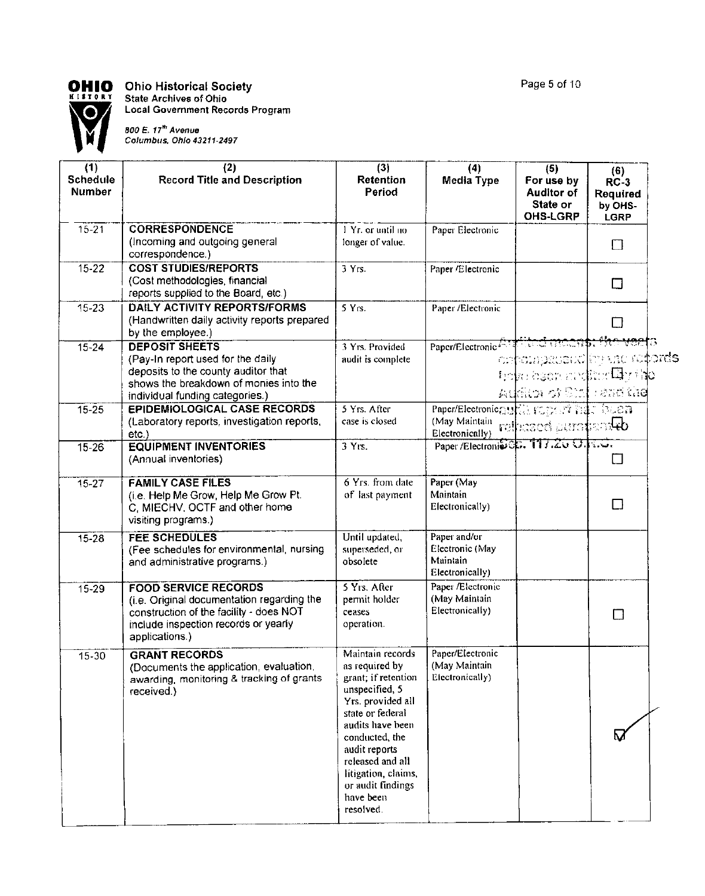**Ohio Historical Society**
**State Archives of Ohio**
**Local Government Records Program**

*800 E. 17th Avenue*
*Columbus, Ohio 43211-2497*

| (1) Schedule Number | (2) Record Title and Description | (3) Retention Period | (4) Media Type | (5) For use by Auditor of State or OHS-LGRP | (6) RC-3 Required by OHS-LGRP |
|---|---|---|---|---|---|
| 15-21 | **CORRESPONDENCE** (Incoming and outgoing general correspondence.) | 1 Yr. or until no longer of value. | Paper Electronic | | ☐ |
| 15-22 | **COST STUDIES/REPORTS** (Cost methodologies, financial reports supplied to the Board, etc.) | 3 Yrs. | Paper /Electronic | | ☐ |
| 15-23 | **DAILY ACTIVITY REPORTS/FORMS** (Handwritten daily activity reports prepared by the employee.) | 5 Yrs. | Paper /Electronic | | ☐ |
| 15-24 | **DEPOSIT SHEETS** (Pay-In report used for the daily deposits to the county auditor that shows the breakdown of monies into the individual funding categories.) | 3 Yrs. Provided audit is complete | Paper/Electronic | Audited means: the years encompassed by the records have been audited by the Auditor of State and the audit report has been released pursuant to Sec. 117.26 O.R.C. | ☐ |
| 15-25 | **EPIDEMIOLOGICAL CASE RECORDS** (Laboratory reports, investigation reports, etc.) | 5 Yrs. After case is closed | Paper/Electronic (May Maintain Electronically) | | |
| 15-26 | **EQUIPMENT INVENTORIES** (Annual inventories) | 3 Yrs. | Paper /Electronic | | ☐ |
| 15-27 | **FAMILY CASE FILES** (i.e. Help Me Grow, Help Me Grow Pt. C, MIECHV, OCTF and other home visiting programs.) | 6 Yrs. from date of last payment | Paper (May Maintain Electronically) | | ☐ |
| 15-28 | **FEE SCHEDULES** (Fee schedules for environmental, nursing and administrative programs.) | Until updated, superseded, or obsolete | Paper and/or Electronic (May Maintain Electronically) | | |
| 15-29 | **FOOD SERVICE RECORDS** (i.e. Original documentation regarding the construction of the facility - does NOT include inspection records or yearly applications.) | 5 Yrs. After permit holder ceases operation. | Paper /Electronic (May Maintain Electronically) | | ☐ |
| 15-30 | **GRANT RECORDS** (Documents the application, evaluation, awarding, monitoring & tracking of grants received.) | Maintain records as required by grant; if retention unspecified, 5 Yrs. provided all state or federal audits have been conducted, the audit reports released and all litigation, claims, or audit findings have been resolved. | Paper/Electronic (May Maintain Electronically) | | ☑ |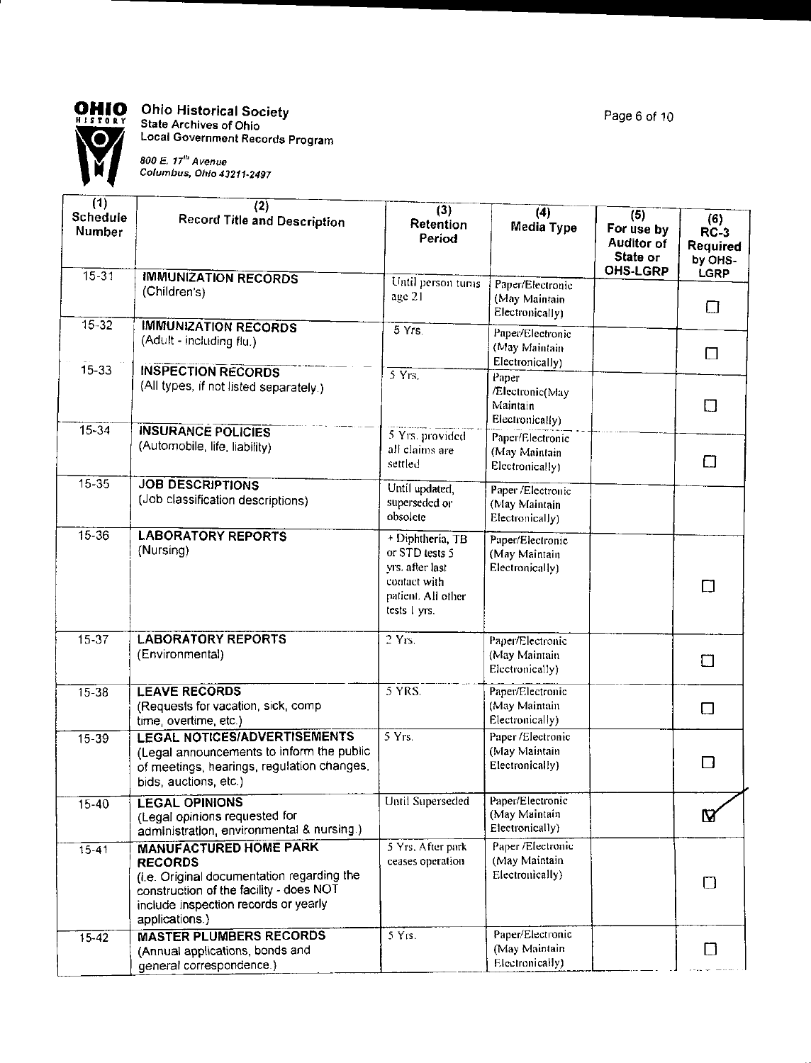**Ohio Historical Society**
**State Archives of Ohio**
**Local Government Records Program**

*800 E. 17th Avenue*
*Columbus, Ohio 43211-2497*

| (1) Schedule Number | (2) Record Title and Description | (3) Retention Period | (4) Media Type | (5) For use by Auditor of State or OHS-LGRP | (6) RC-3 Required by OHS-LGRP |
|---|---|---|---|---|---|
| 15-31 | **IMMUNIZATION RECORDS** (Children's) | Until person turns age 21 | Paper/Electronic (May Maintain Electronically) | | ☐ |
| 15-32 | **IMMUNIZATION RECORDS** (Adult - including flu.) | 5 Yrs. | Paper/Electronic (May Maintain Electronically) | | ☐ |
| 15-33 | **INSPECTION RECORDS** (All types, if not listed separately.) | 5 Yrs. | Paper /Electronic(May Maintain Electronically) | | ☐ |
| 15-34 | **INSURANCE POLICIES** (Automobile, life, liability) | 5 Yrs. provided all claims are settled | Paper/Electronic (May Maintain Electronically) | | ☐ |
| 15-35 | **JOB DESCRIPTIONS** (Job classification descriptions) | Until updated, superseded or obsolete | Paper /Electronic (May Maintain Electronically) | | |
| 15-36 | **LABORATORY REPORTS** (Nursing) | + Diphtheria, TB or STD tests 5 yrs. after last contact with patient. All other tests 1 yrs. | Paper/Electronic (May Maintain Electronically) | | ☐ |
| 15-37 | **LABORATORY REPORTS** (Environmental) | 2 Yrs. | Paper/Electronic (May Maintain Electronically) | | ☐ |
| 15-38 | **LEAVE RECORDS** (Requests for vacation, sick, comp time, overtime, etc.) | 5 YRS. | Paper/Electronic (May Maintain Electronically) | | ☐ |
| 15-39 | **LEGAL NOTICES/ADVERTISEMENTS** (Legal announcements to inform the public of meetings, hearings, regulation changes, bids, auctions, etc.) | 5 Yrs. | Paper /Electronic (May Maintain Electronically) | | ☐ |
| 15-40 | **LEGAL OPINIONS** (Legal opinions requested for administration, environmental & nursing.) | Until Superseded | Paper/Electronic (May Maintain Electronically) | | ☑ |
| 15-41 | **MANUFACTURED HOME PARK RECORDS** (i.e. Original documentation regarding the construction of the facility - does NOT include inspection records or yearly applications.) | 5 Yrs. After park ceases operation | Paper /Electronic (May Maintain Electronically) | | ☐ |
| 15-42 | **MASTER PLUMBERS RECORDS** (Annual applications, bonds and general correspondence.) | 5 Yrs. | Paper/Electronic (May Maintain Electronically) | | ☐ |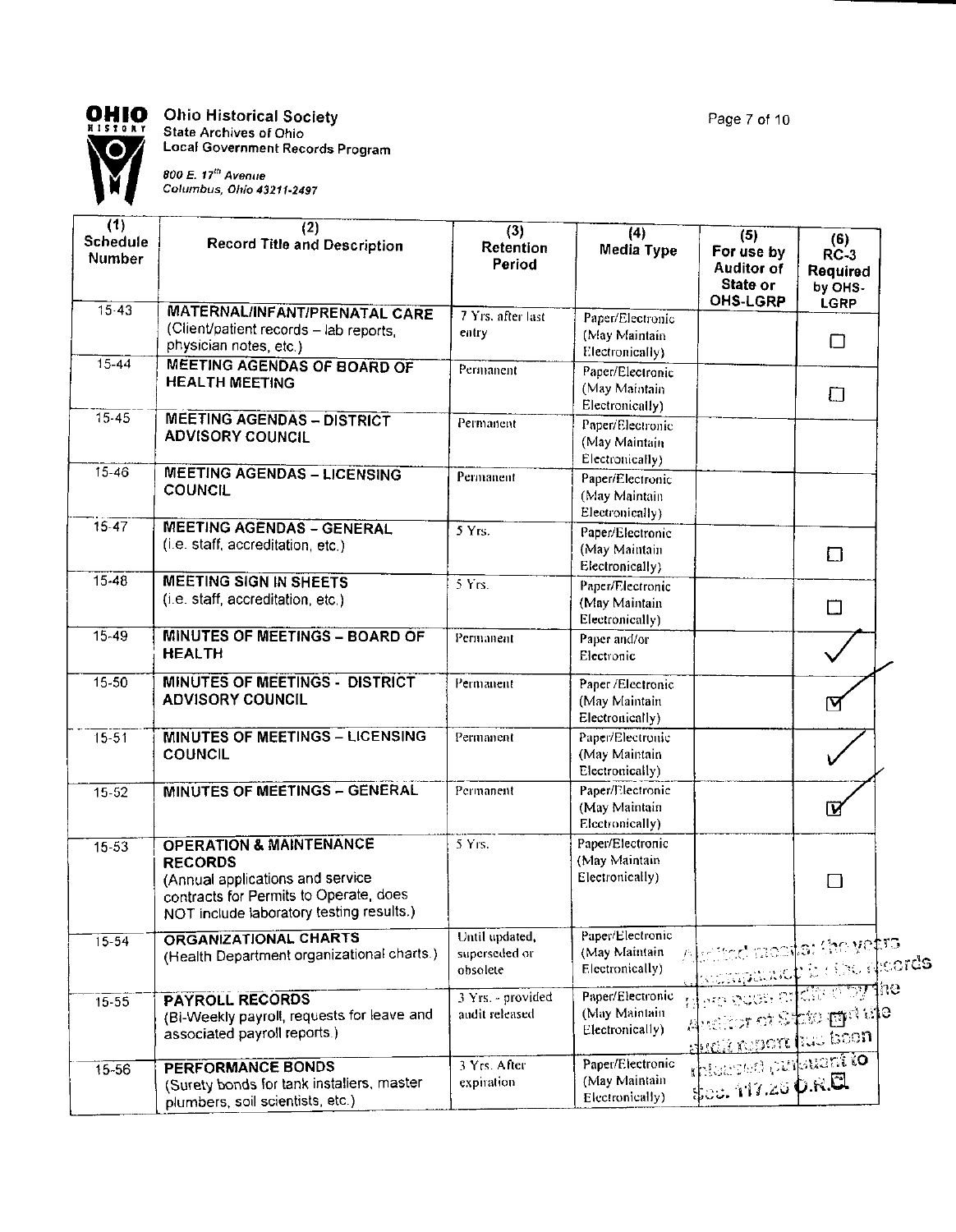**Ohio Historical Society**
State Archives of Ohio
Local Government Records Program

*800 E. 17th Avenue*
*Columbus, Ohio 43211-2497*

| (1) Schedule Number | (2) Record Title and Description | (3) Retention Period | (4) Media Type | (5) For use by Auditor of State or OHS-LGRP | (6) RC-3 Required by OHS-LGRP |
|---|---|---|---|---|---|
| 15-43 | **MATERNAL/INFANT/PRENATAL CARE** (Client/patient records – lab reports, physician notes, etc.) | 7 Yrs. after last entry | Paper/Electronic (May Maintain Electronically) | | ☐ |
| 15-44 | **MEETING AGENDAS OF BOARD OF HEALTH MEETING** | Permanent | Paper/Electronic (May Maintain Electronically) | | ☐ |
| 15-45 | **MEETING AGENDAS – DISTRICT ADVISORY COUNCIL** | Permanent | Paper/Electronic (May Maintain Electronically) | | |
| 15-46 | **MEETING AGENDAS – LICENSING COUNCIL** | Permanent | Paper/Electronic (May Maintain Electronically) | | |
| 15-47 | **MEETING AGENDAS – GENERAL** (i.e. staff, accreditation, etc.) | 5 Yrs. | Paper/Electronic (May Maintain Electronically) | | ☐ |
| 15-48 | **MEETING SIGN IN SHEETS** (i.e. staff, accreditation, etc.) | 5 Yrs. | Paper/Electronic (May Maintain Electronically) | | ☐ |
| 15-49 | **MINUTES OF MEETINGS – BOARD OF HEALTH** | Permanent | Paper and/or Electronic | | ✓ |
| 15-50 | **MINUTES OF MEETINGS - DISTRICT ADVISORY COUNCIL** | Permanent | Paper /Electronic (May Maintain Electronically) | | ☑ |
| 15-51 | **MINUTES OF MEETINGS – LICENSING COUNCIL** | Permanent | Paper/Electronic (May Maintain Electronically) | | ✓ |
| 15-52 | **MINUTES OF MEETINGS – GENERAL** | Permanent | Paper/Electronic (May Maintain Electronically) | | ☑ |
| 15-53 | **OPERATION & MAINTENANCE RECORDS** (Annual applications and service contracts for Permits to Operate, does NOT include laboratory testing results.) | 5 Yrs. | Paper/Electronic (May Maintain Electronically) | | ☐ |
| 15-54 | **ORGANIZATIONAL CHARTS** (Health Department organizational charts.) | Until updated, superseded or obsolete | Paper/Electronic (May Maintain Electronically) | Audited means the years in question for the records have been audited by the Auditor of State and the audit report has been released pursuant to Sec. 117.26 O.R.C. | |
| 15-55 | **PAYROLL RECORDS** (Bi-Weekly payroll, requests for leave and associated payroll reports.) | 3 Yrs. - provided audit released | Paper/Electronic (May Maintain Electronically) | | |
| 15-56 | **PERFORMANCE BONDS** (Surety bonds for tank installers, master plumbers, soil scientists, etc.) | 3 Yrs. After expiration | Paper/Electronic (May Maintain Electronically) | | |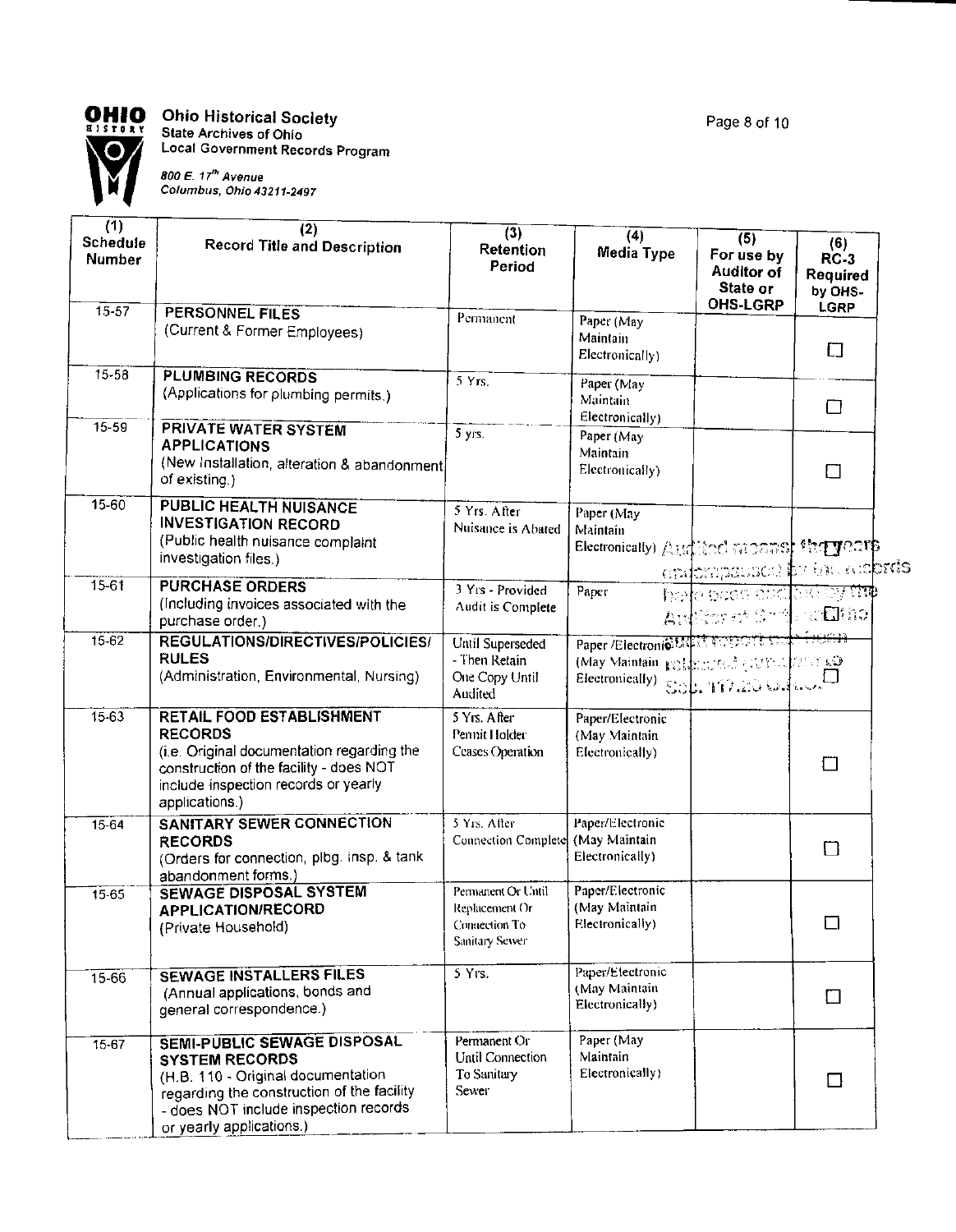**Ohio Historical Society**
State Archives of Ohio
Local Government Records Program

*800 E. 17th Avenue*
*Columbus, Ohio 43211-2497*

| (1) Schedule Number | (2) Record Title and Description | (3) Retention Period | (4) Media Type | (5) For use by Auditor of State or OHS-LGRP | (6) RC-3 Required by OHS-LGRP |
|---|---|---|---|---|---|
| 15-57 | **PERSONNEL FILES** (Current & Former Employees) | Permanent | Paper (May Maintain Electronically) | | ☐ |
| 15-58 | **PLUMBING RECORDS** (Applications for plumbing permits.) | 5 Yrs. | Paper (May Maintain Electronically) | | ☐ |
| 15-59 | **PRIVATE WATER SYSTEM APPLICATIONS** (New Installation, alteration & abandonment of existing.) | 5 yrs. | Paper (May Maintain Electronically) | | ☐ |
| 15-60 | **PUBLIC HEALTH NUISANCE INVESTIGATION RECORD** (Public health nuisance complaint investigation files.) | 5 Yrs. After Nuisance is Abated | Paper (May Maintain Electronically) | Audited means the years encompassed by the records have been audited by the Auditor of State and the audit report has been released pursuant to Sec. 117.26 O.R.C. | |
| 15-61 | **PURCHASE ORDERS** (Including invoices associated with the purchase order.) | 3 Yrs - Provided Audit is Complete | Paper | | ☐ |
| 15-62 | **REGULATIONS/DIRECTIVES/POLICIES/ RULES** (Administration, Environmental, Nursing) | Until Superseded - Then Retain One Copy Until Audited | Paper /Electronic (May Maintain Electronically) | | ☐ |
| 15-63 | **RETAIL FOOD ESTABLISHMENT RECORDS** (i.e. Original documentation regarding the construction of the facility - does NOT include inspection records or yearly applications.) | 5 Yrs. After Permit Holder Ceases Operation | Paper/Electronic (May Maintain Electronically) | | ☐ |
| 15-64 | **SANITARY SEWER CONNECTION RECORDS** (Orders for connection, plbg. insp. & tank abandonment forms.) | 5 Yrs. After Connection Complete | Paper/Electronic (May Maintain Electronically) | | ☐ |
| 15-65 | **SEWAGE DISPOSAL SYSTEM APPLICATION/RECORD** (Private Household) | Permanent Or Until Replacement Or Connection To Sanitary Sewer | Paper/Electronic (May Maintain Electronically) | | ☐ |
| 15-66 | **SEWAGE INSTALLERS FILES** (Annual applications, bonds and general correspondence.) | 5 Yrs. | Paper/Electronic (May Maintain Electronically) | | ☐ |
| 15-67 | **SEMI-PUBLIC SEWAGE DISPOSAL SYSTEM RECORDS** (H.B. 110 - Original documentation regarding the construction of the facility - does NOT include inspection records or yearly applications.) | Permanent Or Until Connection To Sanitary Sewer | Paper (May Maintain Electronically) | | ☐ |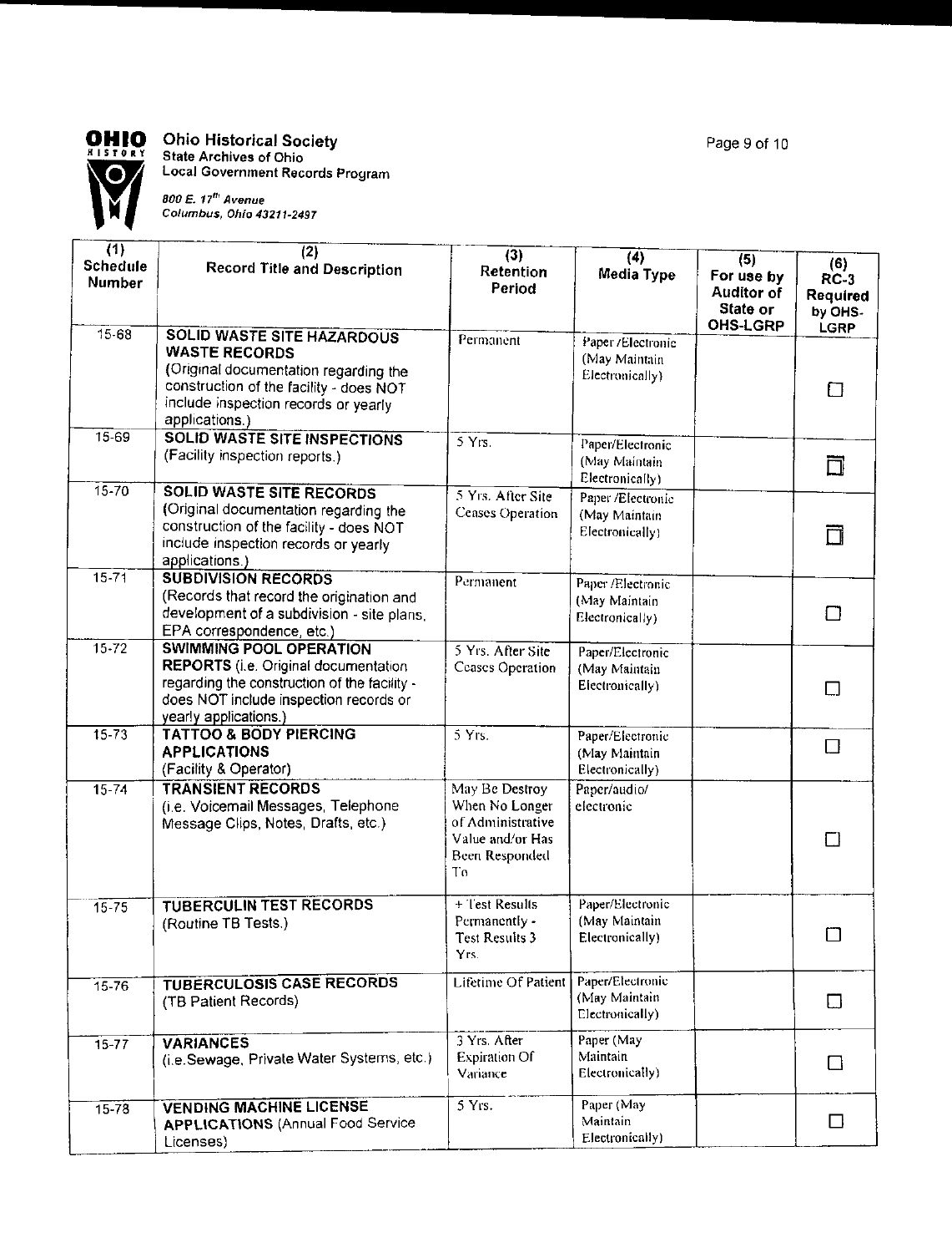**Ohio Historical Society**
State Archives of Ohio
Local Government Records Program

*800 E. 17th Avenue*
*Columbus, Ohio 43211-2497*

| (1) Schedule Number | (2) Record Title and Description | (3) Retention Period | (4) Media Type | (5) For use by Auditor of State or OHS-LGRP | (6) RC-3 Required by OHS-LGRP |
|---|---|---|---|---|---|
| 15-68 | **SOLID WASTE SITE HAZARDOUS WASTE RECORDS** (Original documentation regarding the construction of the facility - does NOT include inspection records or yearly applications.) | Permanent | Paper /Electronic (May Maintain Electronically) | | ☐ |
| 15-69 | **SOLID WASTE SITE INSPECTIONS** (Facility inspection reports.) | 5 Yrs. | Paper/Electronic (May Maintain Electronically) | | ☐ |
| 15-70 | **SOLID WASTE SITE RECORDS** (Original documentation regarding the construction of the facility - does NOT include inspection records or yearly applications.) | 5 Yrs. After Site Ceases Operation | Paper /Electronic (May Maintain Electronically) | | ☐ |
| 15-71 | **SUBDIVISION RECORDS** (Records that record the origination and development of a subdivision - site plans, EPA correspondence, etc.) | Permanent | Paper /Electronic (May Maintain Electronically) | | ☐ |
| 15-72 | **SWIMMING POOL OPERATION REPORTS** (i.e. Original documentation regarding the construction of the facility - does NOT include inspection records or yearly applications.) | 5 Yrs. After Site Ceases Operation | Paper/Electronic (May Maintain Electronically) | | ☐ |
| 15-73 | **TATTOO & BODY PIERCING APPLICATIONS** (Facility & Operator) | 5 Yrs. | Paper/Electronic (May Maintain Electronically) | | ☐ |
| 15-74 | **TRANSIENT RECORDS** (i.e. Voicemail Messages, Telephone Message Clips, Notes, Drafts, etc.) | May Be Destroy When No Longer of Administrative Value and/or Has Been Responded To | Paper/audio/ electronic | | ☐ |
| 15-75 | **TUBERCULIN TEST RECORDS** (Routine TB Tests.) | + Test Results Permanently - Test Results 3 Yrs. | Paper/Electronic (May Maintain Electronically) | | ☐ |
| 15-76 | **TUBERCULOSIS CASE RECORDS** (TB Patient Records) | Lifetime Of Patient | Paper/Electronic (May Maintain Electronically) | | ☐ |
| 15-77 | **VARIANCES** (i.e.Sewage, Private Water Systems, etc.) | 3 Yrs. After Expiration Of Variance | Paper (May Maintain Electronically) | | ☐ |
| 15-78 | **VENDING MACHINE LICENSE APPLICATIONS** (Annual Food Service Licenses) | 5 Yrs. | Paper (May Maintain Electronically) | | ☐ |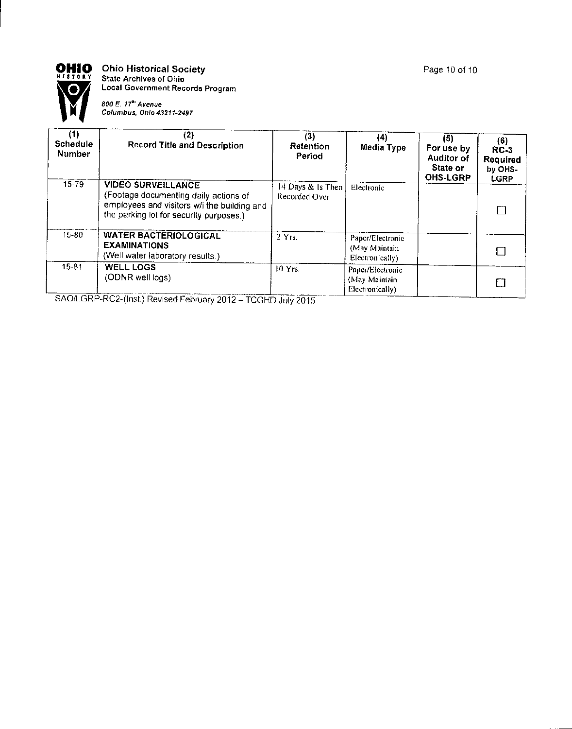**Ohio Historical Society**
**State Archives of Ohio**
**Local Government Records Program**

*800 E. 17th Avenue*
*Columbus, Ohio 43211-2497*

| (1) Schedule Number | (2) Record Title and Description | (3) Retention Period | (4) Media Type | (5) For use by Auditor of State or OHS-LGRP | (6) RC-3 Required by OHS-LGRP |
|---|---|---|---|---|---|
| 15-79 | **VIDEO SURVEILLANCE** (Footage documenting daily actions of employees and visitors w/i the building and the parking lot for security purposes.) | 14 Days & Is Then Recorded Over | Electronic | | ☐ |
| 15-80 | **WATER BACTERIOLOGICAL EXAMINATIONS** (Well water laboratory results.) | 2 Yrs. | Paper/Electronic (May Maintain Electronically) | | ☐ |
| 15-81 | **WELL LOGS** (ODNR well logs) | 10 Yrs. | Paper/Electronic (May Maintain Electronically) | | ☐ |

SAO/LGRP-RC2-(Inst.) Revised February 2012 – TCGHD July 2015